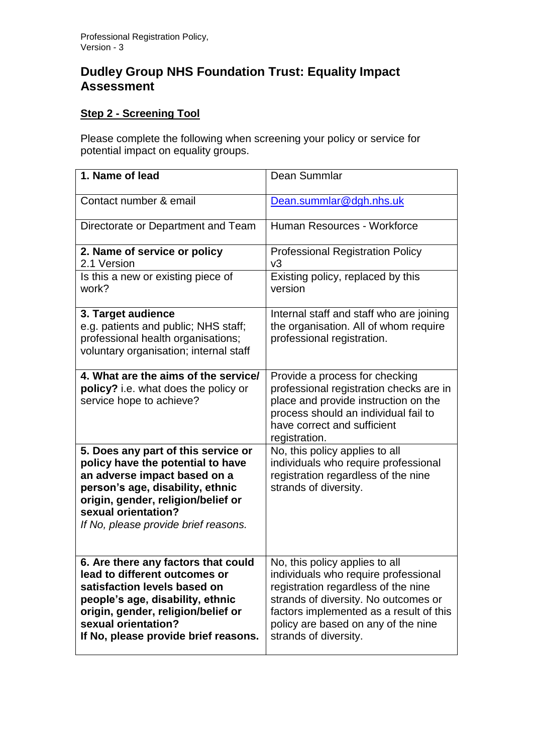# Dudley Group NHS Foundation Trust: Equality Impact Assessment

## Step 2 - Screening Tool

Please complete the following when screening your policy or service for potential impact on equality groups.

| **1. Name of lead** | Dean Summlar |
|---|---|
| Contact number & email | Dean.summlar@dgh.nhs.uk |
| Directorate or Department and Team | Human Resources - Workforce |
| **2. Name of service or policy**<br>2.1 Version | Professional Registration Policy<br>v3 |
| Is this a new or existing piece of work? | Existing policy, replaced by this version |
| **3. Target audience**<br>e.g. patients and public; NHS staff; professional health organisations; voluntary organisation; internal staff | Internal staff and staff who are joining the organisation. All of whom require professional registration. |
| **4. What are the aims of the service/ policy?** i.e. what does the policy or service hope to achieve? | Provide a process for checking professional registration checks are in place and provide instruction on the process should an individual fail to have correct and sufficient registration. |
| **5. Does any part of this service or policy have the potential to have an adverse impact based on a person's age, disability, ethnic origin, gender, religion/belief or sexual orientation?**<br>*If No, please provide brief reasons.* | No, this policy applies to all individuals who require professional registration regardless of the nine strands of diversity. |
| **6. Are there any factors that could lead to different outcomes or satisfaction levels based on people's age, disability, ethnic origin, gender, religion/belief or sexual orientation?**<br>**If No, please provide brief reasons.** | No, this policy applies to all individuals who require professional registration regardless of the nine strands of diversity. No outcomes or factors implemented as a result of this policy are based on any of the nine strands of diversity. |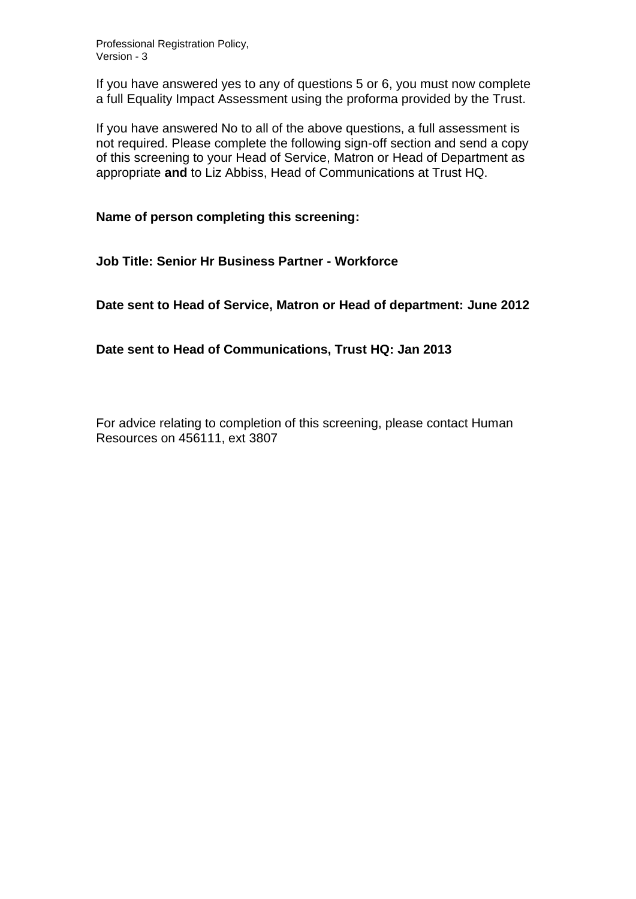If you have answered yes to any of questions 5 or 6, you must now complete a full Equality Impact Assessment using the proforma provided by the Trust.

If you have answered No to all of the above questions, a full assessment is not required. Please complete the following sign-off section and send a copy of this screening to your Head of Service, Matron or Head of Department as appropriate **and** to Liz Abbiss, Head of Communications at Trust HQ.

**Name of person completing this screening:**

**Job Title: Senior Hr Business Partner - Workforce**

**Date sent to Head of Service, Matron or Head of department: June 2012**

**Date sent to Head of Communications, Trust HQ: Jan 2013**

For advice relating to completion of this screening, please contact Human Resources on 456111, ext 3807